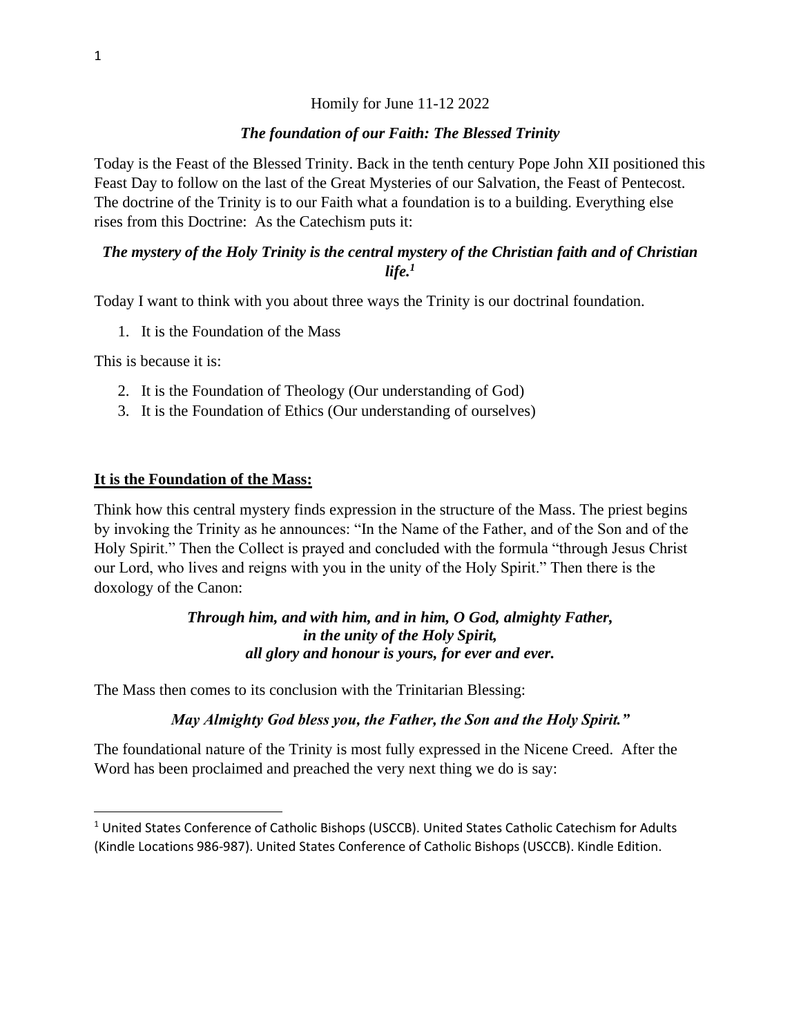Homily for June 11-12 2022

## *The foundation of our Faith: The Blessed Trinity*

Today is the Feast of the Blessed Trinity. Back in the tenth century Pope John XII positioned this Feast Day to follow on the last of the Great Mysteries of our Salvation, the Feast of Pentecost. The doctrine of the Trinity is to our Faith what a foundation is to a building. Everything else rises from this Doctrine: As the Catechism puts it:

***The mystery of the Holy Trinity is the central mystery of the Christian faith and of Christian life.[1]***

Today I want to think with you about three ways the Trinity is our doctrinal foundation.

1. It is the Foundation of the Mass

This is because it is:

2. It is the Foundation of Theology (Our understanding of God)
3. It is the Foundation of Ethics (Our understanding of ourselves)

### **It is the Foundation of the Mass:**

Think how this central mystery finds expression in the structure of the Mass. The priest begins by invoking the Trinity as he announces: "In the Name of the Father, and of the Son and of the Holy Spirit." Then the Collect is prayed and concluded with the formula "through Jesus Christ our Lord, who lives and reigns with you in the unity of the Holy Spirit." Then there is the doxology of the Canon:

***Through him, and with him, and in him, O God, almighty Father,***
***in the unity of the Holy Spirit,***
***all glory and honour is yours, for ever and ever.***

The Mass then comes to its conclusion with the Trinitarian Blessing:

***May Almighty God bless you, the Father, the Son and the Holy Spirit."***

The foundational nature of the Trinity is most fully expressed in the Nicene Creed. After the Word has been proclaimed and preached the very next thing we do is say:

---

[1] United States Conference of Catholic Bishops (USCCB). United States Catholic Catechism for Adults (Kindle Locations 986-987). United States Conference of Catholic Bishops (USCCB). Kindle Edition.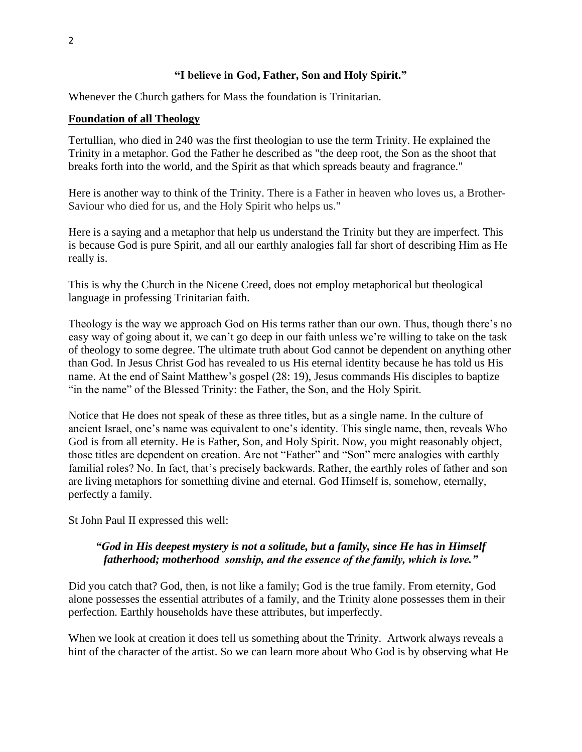**"I believe in God, Father, Son and Holy Spirit."**

Whenever the Church gathers for Mass the foundation is Trinitarian.

**Foundation of all Theology**

Tertullian, who died in 240 was the first theologian to use the term Trinity. He explained the Trinity in a metaphor. God the Father he described as "the deep root, the Son as the shoot that breaks forth into the world, and the Spirit as that which spreads beauty and fragrance."

Here is another way to think of the Trinity. There is a Father in heaven who loves us, a Brother-Saviour who died for us, and the Holy Spirit who helps us."

Here is a saying and a metaphor that help us understand the Trinity but they are imperfect. This is because God is pure Spirit, and all our earthly analogies fall far short of describing Him as He really is.

This is why the Church in the Nicene Creed, does not employ metaphorical but theological language in professing Trinitarian faith.

Theology is the way we approach God on His terms rather than our own. Thus, though there's no easy way of going about it, we can't go deep in our faith unless we're willing to take on the task of theology to some degree. The ultimate truth about God cannot be dependent on anything other than God. In Jesus Christ God has revealed to us His eternal identity because he has told us His name. At the end of Saint Matthew's gospel (28: 19), Jesus commands His disciples to baptize "in the name" of the Blessed Trinity: the Father, the Son, and the Holy Spirit.

Notice that He does not speak of these as three titles, but as a single name. In the culture of ancient Israel, one's name was equivalent to one's identity. This single name, then, reveals Who God is from all eternity. He is Father, Son, and Holy Spirit. Now, you might reasonably object, those titles are dependent on creation. Are not "Father" and "Son" mere analogies with earthly familial roles? No. In fact, that's precisely backwards. Rather, the earthly roles of father and son are living metaphors for something divine and eternal. God Himself is, somehow, eternally, perfectly a family.

St John Paul II expressed this well:

> ***"God in His deepest mystery is not a solitude, but a family, since He has in Himself fatherhood; motherhood sonship, and the essence of the family, which is love."***

Did you catch that? God, then, is not like a family; God is the true family. From eternity, God alone possesses the essential attributes of a family, and the Trinity alone possesses them in their perfection. Earthly households have these attributes, but imperfectly.

When we look at creation it does tell us something about the Trinity. Artwork always reveals a hint of the character of the artist. So we can learn more about Who God is by observing what He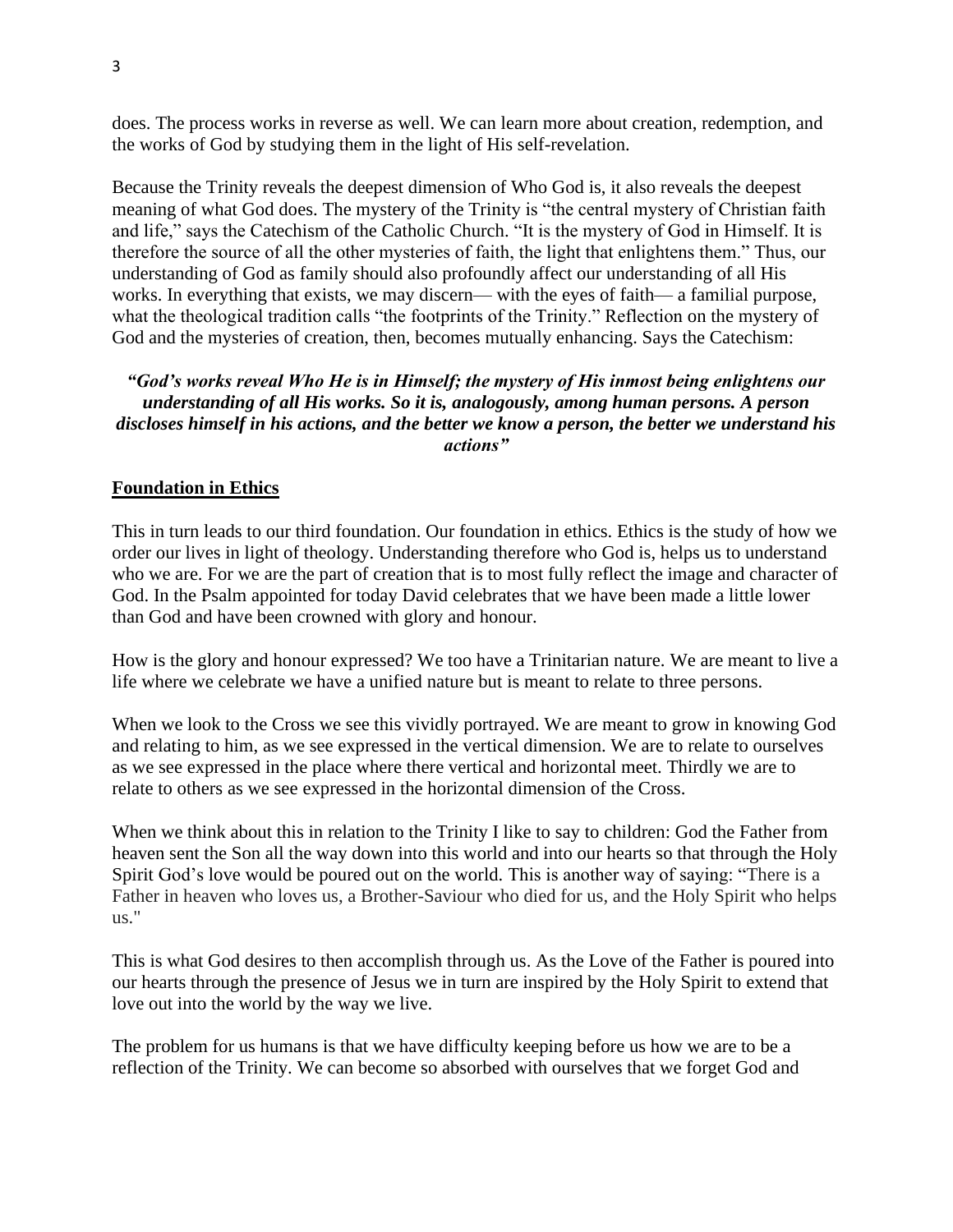does. The process works in reverse as well. We can learn more about creation, redemption, and the works of God by studying them in the light of His self-revelation.

Because the Trinity reveals the deepest dimension of Who God is, it also reveals the deepest meaning of what God does. The mystery of the Trinity is "the central mystery of Christian faith and life," says the Catechism of the Catholic Church. "It is the mystery of God in Himself. It is therefore the source of all the other mysteries of faith, the light that enlightens them." Thus, our understanding of God as family should also profoundly affect our understanding of all His works. In everything that exists, we may discern— with the eyes of faith— a familial purpose, what the theological tradition calls "the footprints of the Trinity." Reflection on the mystery of God and the mysteries of creation, then, becomes mutually enhancing. Says the Catechism:

***"God's works reveal Who He is in Himself; the mystery of His inmost being enlightens our understanding of all His works. So it is, analogously, among human persons. A person discloses himself in his actions, and the better we know a person, the better we understand his actions"***

## Foundation in Ethics

This in turn leads to our third foundation. Our foundation in ethics. Ethics is the study of how we order our lives in light of theology. Understanding therefore who God is, helps us to understand who we are. For we are the part of creation that is to most fully reflect the image and character of God. In the Psalm appointed for today David celebrates that we have been made a little lower than God and have been crowned with glory and honour.

How is the glory and honour expressed? We too have a Trinitarian nature. We are meant to live a life where we celebrate we have a unified nature but is meant to relate to three persons.

When we look to the Cross we see this vividly portrayed. We are meant to grow in knowing God and relating to him, as we see expressed in the vertical dimension. We are to relate to ourselves as we see expressed in the place where there vertical and horizontal meet. Thirdly we are to relate to others as we see expressed in the horizontal dimension of the Cross.

When we think about this in relation to the Trinity I like to say to children: God the Father from heaven sent the Son all the way down into this world and into our hearts so that through the Holy Spirit God's love would be poured out on the world. This is another way of saying: "There is a Father in heaven who loves us, a Brother-Saviour who died for us, and the Holy Spirit who helps us."

This is what God desires to then accomplish through us. As the Love of the Father is poured into our hearts through the presence of Jesus we in turn are inspired by the Holy Spirit to extend that love out into the world by the way we live.

The problem for us humans is that we have difficulty keeping before us how we are to be a reflection of the Trinity. We can become so absorbed with ourselves that we forget God and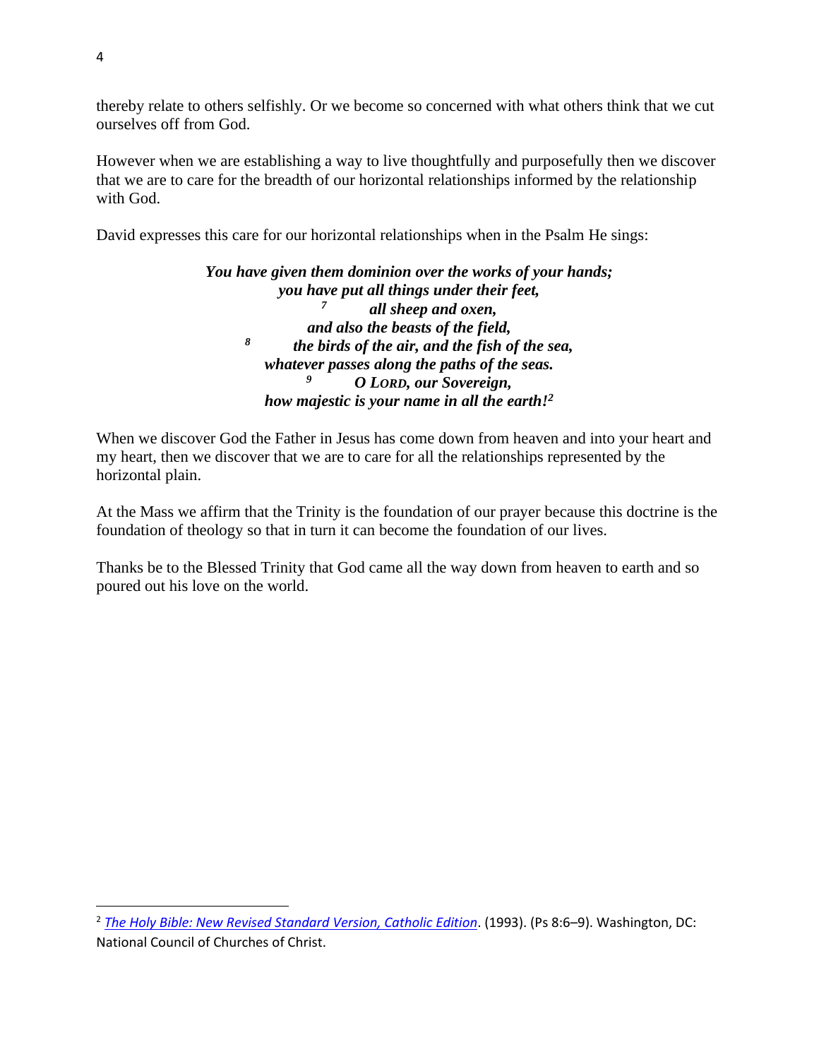thereby relate to others selfishly. Or we become so concerned with what others think that we cut ourselves off from God.

However when we are establishing a way to live thoughtfully and purposefully then we discover that we are to care for the breadth of our horizontal relationships informed by the relationship with God.

David expresses this care for our horizontal relationships when in the Psalm He sings:

***You have given them dominion over the works of your hands;***  
***you have put all things under their feet,***  
***7 all sheep and oxen,***  
***and also the beasts of the field,***  
***8 the birds of the air, and the fish of the sea,***  
***whatever passes along the paths of the seas.***  
***9 O LORD, our Sovereign,***  
***how majestic is your name in all the earth!***[2]

When we discover God the Father in Jesus has come down from heaven and into your heart and my heart, then we discover that we are to care for all the relationships represented by the horizontal plain.

At the Mass we affirm that the Trinity is the foundation of our prayer because this doctrine is the foundation of theology so that in turn it can become the foundation of our lives.

Thanks be to the Blessed Trinity that God came all the way down from heaven to earth and so poured out his love on the world.

---

[2] *The Holy Bible: New Revised Standard Version, Catholic Edition*. (1993). (Ps 8:6–9). Washington, DC: National Council of Churches of Christ.